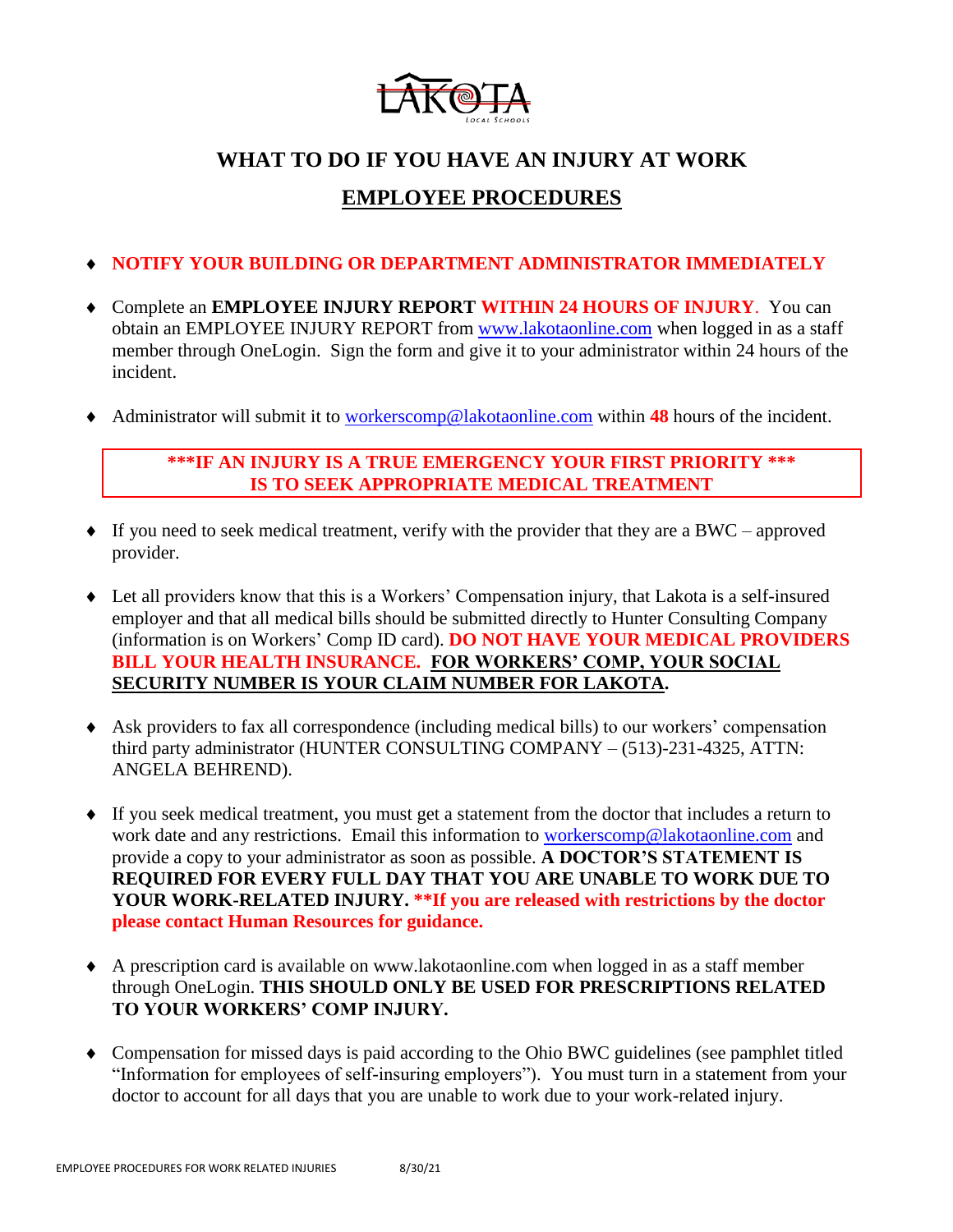LAKOTA
Local Schools

# WHAT TO DO IF YOU HAVE AN INJURY AT WORK

## EMPLOYEE PROCEDURES

- **NOTIFY YOUR BUILDING OR DEPARTMENT ADMINISTRATOR IMMEDIATELY**
- Complete an **EMPLOYEE INJURY REPORT WITHIN 24 HOURS OF INJURY**. You can obtain an EMPLOYEE INJURY REPORT from www.lakotaonline.com when logged in as a staff member through OneLogin. Sign the form and give it to your administrator within 24 hours of the incident.
- Administrator will submit it to workerscomp@lakotaonline.com within **48** hours of the incident.

**\*\*\*IF AN INJURY IS A TRUE EMERGENCY YOUR FIRST PRIORITY \*\*\* IS TO SEEK APPROPRIATE MEDICAL TREATMENT**

- If you need to seek medical treatment, verify with the provider that they are a BWC – approved provider.
- Let all providers know that this is a Workers' Compensation injury, that Lakota is a self-insured employer and that all medical bills should be submitted directly to Hunter Consulting Company (information is on Workers' Comp ID card). **DO NOT HAVE YOUR MEDICAL PROVIDERS BILL YOUR HEALTH INSURANCE. FOR WORKERS' COMP, YOUR SOCIAL SECURITY NUMBER IS YOUR CLAIM NUMBER FOR LAKOTA.**
- Ask providers to fax all correspondence (including medical bills) to our workers' compensation third party administrator (HUNTER CONSULTING COMPANY – (513)-231-4325, ATTN: ANGELA BEHREND).
- If you seek medical treatment, you must get a statement from the doctor that includes a return to work date and any restrictions. Email this information to workerscomp@lakotaonline.com and provide a copy to your administrator as soon as possible. **A DOCTOR'S STATEMENT IS REQUIRED FOR EVERY FULL DAY THAT YOU ARE UNABLE TO WORK DUE TO YOUR WORK-RELATED INJURY. \*\*If you are released with restrictions by the doctor please contact Human Resources for guidance.**
- A prescription card is available on www.lakotaonline.com when logged in as a staff member through OneLogin. **THIS SHOULD ONLY BE USED FOR PRESCRIPTIONS RELATED TO YOUR WORKERS' COMP INJURY.**
- Compensation for missed days is paid according to the Ohio BWC guidelines (see pamphlet titled "Information for employees of self-insuring employers"). You must turn in a statement from your doctor to account for all days that you are unable to work due to your work-related injury.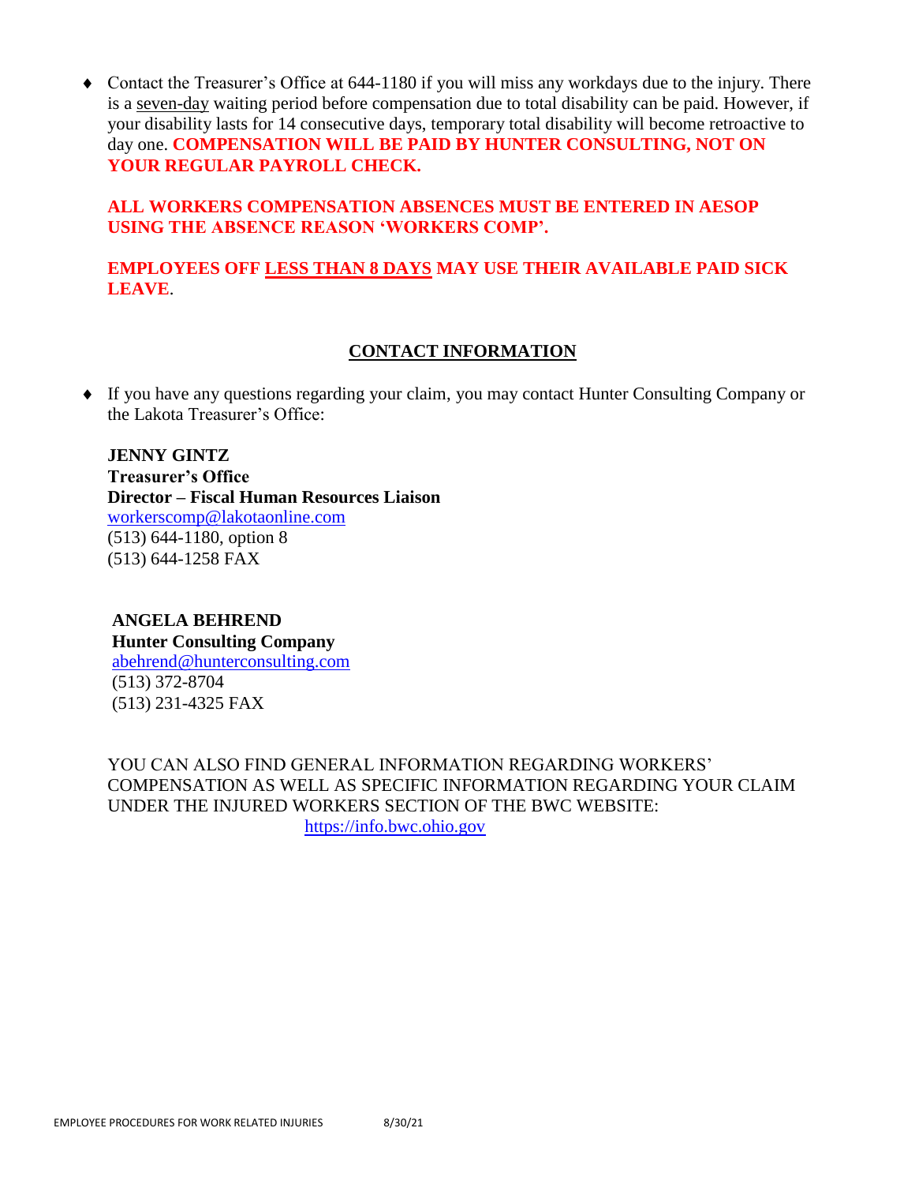- Contact the Treasurer's Office at 644-1180 if you will miss any workdays due to the injury. There is a seven-day waiting period before compensation due to total disability can be paid. However, if your disability lasts for 14 consecutive days, temporary total disability will become retroactive to day one. **COMPENSATION WILL BE PAID BY HUNTER CONSULTING, NOT ON YOUR REGULAR PAYROLL CHECK.**

  **ALL WORKERS COMPENSATION ABSENCES MUST BE ENTERED IN AESOP USING THE ABSENCE REASON 'WORKERS COMP'.**

  **EMPLOYEES OFF LESS THAN 8 DAYS MAY USE THEIR AVAILABLE PAID SICK LEAVE**.

## CONTACT INFORMATION

- If you have any questions regarding your claim, you may contact Hunter Consulting Company or the Lakota Treasurer's Office:

  **JENNY GINTZ**
  **Treasurer's Office**
  **Director – Fiscal Human Resources Liaison**
  workerscomp@lakotaonline.com
  (513) 644-1180, option 8
  (513) 644-1258 FAX

  **ANGELA BEHREND**
  **Hunter Consulting Company**
  abehrend@hunterconsulting.com
  (513) 372-8704
  (513) 231-4325 FAX

  YOU CAN ALSO FIND GENERAL INFORMATION REGARDING WORKERS' COMPENSATION AS WELL AS SPECIFIC INFORMATION REGARDING YOUR CLAIM UNDER THE INJURED WORKERS SECTION OF THE BWC WEBSITE:
  https://info.bwc.ohio.gov